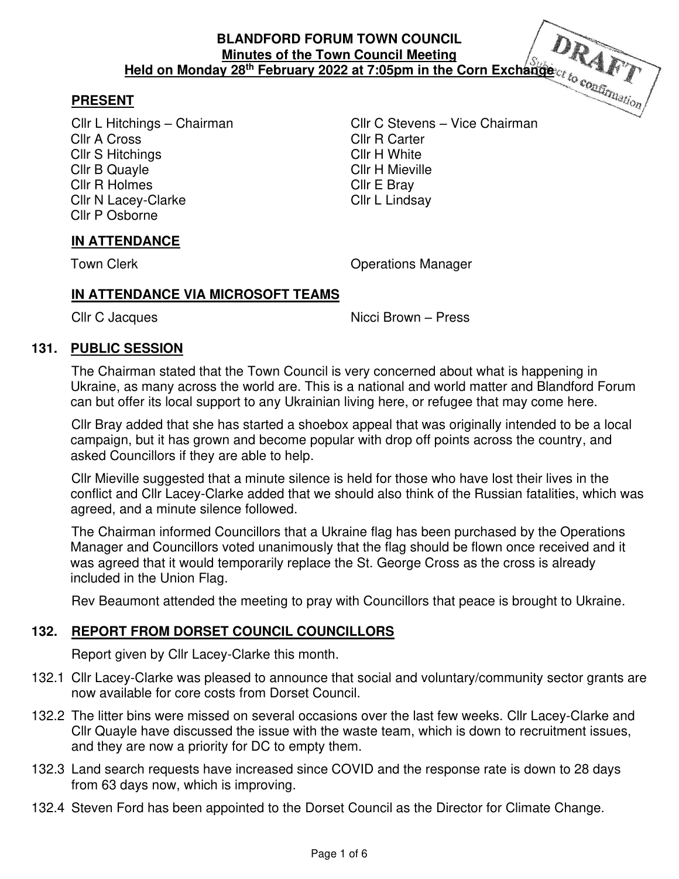**BLANDFORD FORUM TOWN COUNCIL**
**Minutes of the Town Council Meeting**
**Held on Monday 28th February 2022 at 7:05pm in the Corn Exchange**

DRAFT
Subject to confirmation

## PRESENT

Cllr L Hitchings – Chairman
Cllr C Stevens – Vice Chairman
Cllr A Cross
Cllr R Carter
Cllr S Hitchings
Cllr H White
Cllr B Quayle
Cllr H Mieville
Cllr R Holmes
Cllr E Bray
Cllr N Lacey-Clarke
Cllr L Lindsay
Cllr P Osborne

## IN ATTENDANCE

Town Clerk
Operations Manager

## IN ATTENDANCE VIA MICROSOFT TEAMS

Cllr C Jacques
Nicci Brown – Press

## 131. PUBLIC SESSION

The Chairman stated that the Town Council is very concerned about what is happening in Ukraine, as many across the world are. This is a national and world matter and Blandford Forum can but offer its local support to any Ukrainian living here, or refugee that may come here.

Cllr Bray added that she has started a shoebox appeal that was originally intended to be a local campaign, but it has grown and become popular with drop off points across the country, and asked Councillors if they are able to help.

Cllr Mieville suggested that a minute silence is held for those who have lost their lives in the conflict and Cllr Lacey-Clarke added that we should also think of the Russian fatalities, which was agreed, and a minute silence followed.

The Chairman informed Councillors that a Ukraine flag has been purchased by the Operations Manager and Councillors voted unanimously that the flag should be flown once received and it was agreed that it would temporarily replace the St. George Cross as the cross is already included in the Union Flag.

Rev Beaumont attended the meeting to pray with Councillors that peace is brought to Ukraine.

## 132. REPORT FROM DORSET COUNCIL COUNCILLORS

Report given by Cllr Lacey-Clarke this month.

132.1 Cllr Lacey-Clarke was pleased to announce that social and voluntary/community sector grants are now available for core costs from Dorset Council.

132.2 The litter bins were missed on several occasions over the last few weeks. Cllr Lacey-Clarke and Cllr Quayle have discussed the issue with the waste team, which is down to recruitment issues, and they are now a priority for DC to empty them.

132.3 Land search requests have increased since COVID and the response rate is down to 28 days from 63 days now, which is improving.

132.4 Steven Ford has been appointed to the Dorset Council as the Director for Climate Change.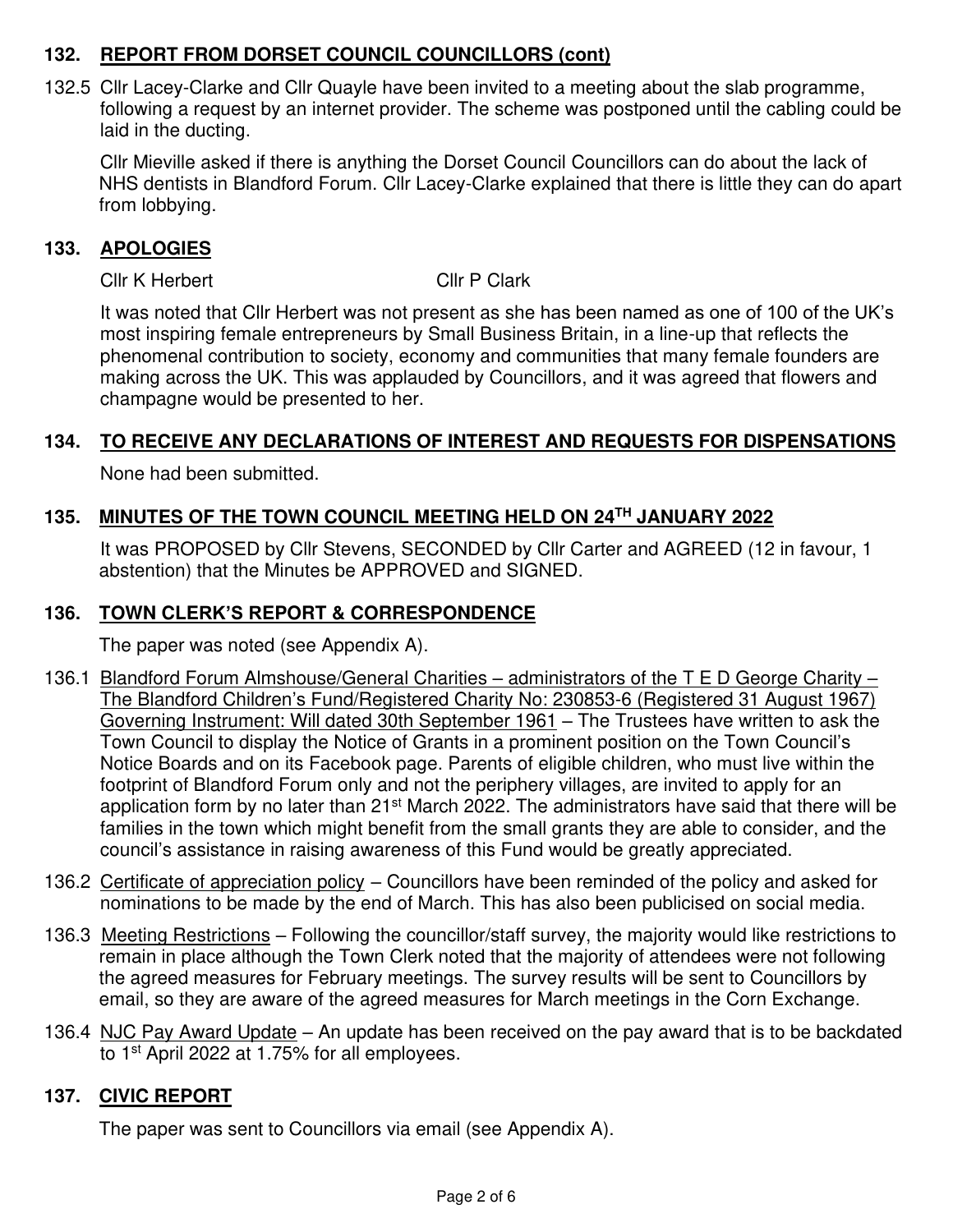## 132. REPORT FROM DORSET COUNCIL COUNCILLORS (cont)

132.5 Cllr Lacey-Clarke and Cllr Quayle have been invited to a meeting about the slab programme, following a request by an internet provider. The scheme was postponed until the cabling could be laid in the ducting.

Cllr Mieville asked if there is anything the Dorset Council Councillors can do about the lack of NHS dentists in Blandford Forum. Cllr Lacey-Clarke explained that there is little they can do apart from lobbying.

## 133. APOLOGIES

Cllr K Herbert    Cllr P Clark

It was noted that Cllr Herbert was not present as she has been named as one of 100 of the UK's most inspiring female entrepreneurs by Small Business Britain, in a line-up that reflects the phenomenal contribution to society, economy and communities that many female founders are making across the UK. This was applauded by Councillors, and it was agreed that flowers and champagne would be presented to her.

## 134. TO RECEIVE ANY DECLARATIONS OF INTEREST AND REQUESTS FOR DISPENSATIONS

None had been submitted.

## 135. MINUTES OF THE TOWN COUNCIL MEETING HELD ON 24TH JANUARY 2022

It was PROPOSED by Cllr Stevens, SECONDED by Cllr Carter and AGREED (12 in favour, 1 abstention) that the Minutes be APPROVED and SIGNED.

## 136. TOWN CLERK'S REPORT & CORRESPONDENCE

The paper was noted (see Appendix A).

136.1 Blandford Forum Almshouse/General Charities – administrators of the T E D George Charity – The Blandford Children's Fund/Registered Charity No: 230853-6 (Registered 31 August 1967) Governing Instrument: Will dated 30th September 1961 – The Trustees have written to ask the Town Council to display the Notice of Grants in a prominent position on the Town Council's Notice Boards and on its Facebook page. Parents of eligible children, who must live within the footprint of Blandford Forum only and not the periphery villages, are invited to apply for an application form by no later than 21st March 2022. The administrators have said that there will be families in the town which might benefit from the small grants they are able to consider, and the council's assistance in raising awareness of this Fund would be greatly appreciated.

136.2 Certificate of appreciation policy – Councillors have been reminded of the policy and asked for nominations to be made by the end of March. This has also been publicised on social media.

136.3 Meeting Restrictions – Following the councillor/staff survey, the majority would like restrictions to remain in place although the Town Clerk noted that the majority of attendees were not following the agreed measures for February meetings. The survey results will be sent to Councillors by email, so they are aware of the agreed measures for March meetings in the Corn Exchange.

136.4 NJC Pay Award Update – An update has been received on the pay award that is to be backdated to 1st April 2022 at 1.75% for all employees.

## 137. CIVIC REPORT

The paper was sent to Councillors via email (see Appendix A).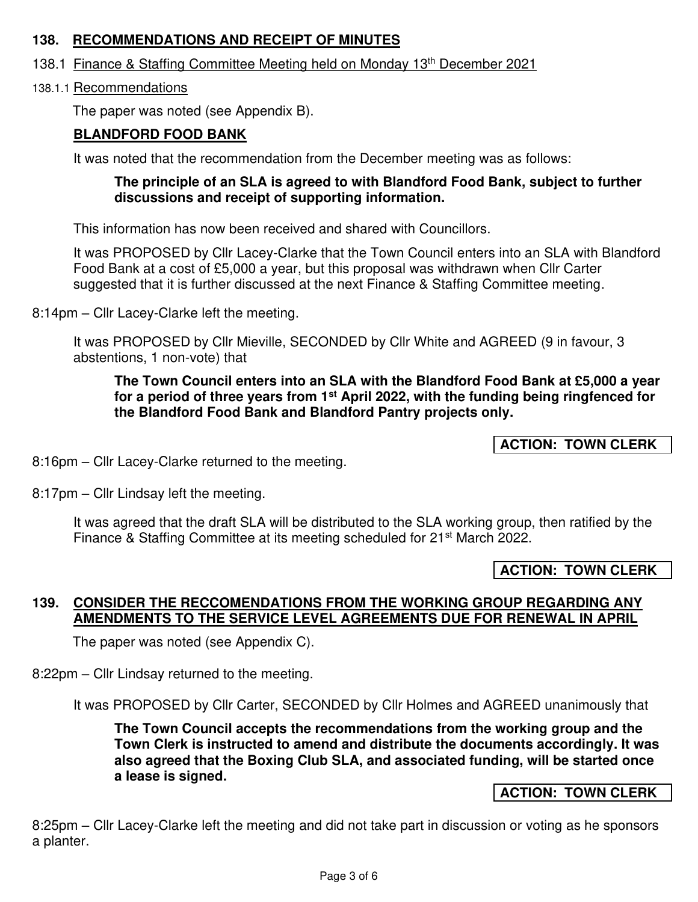## 138. RECOMMENDATIONS AND RECEIPT OF MINUTES

138.1 Finance & Staffing Committee Meeting held on Monday 13th December 2021

138.1.1 Recommendations

The paper was noted (see Appendix B).

**BLANDFORD FOOD BANK**

It was noted that the recommendation from the December meeting was as follows:

> **The principle of an SLA is agreed to with Blandford Food Bank, subject to further discussions and receipt of supporting information.**

This information has now been received and shared with Councillors.

It was PROPOSED by Cllr Lacey-Clarke that the Town Council enters into an SLA with Blandford Food Bank at a cost of £5,000 a year, but this proposal was withdrawn when Cllr Carter suggested that it is further discussed at the next Finance & Staffing Committee meeting.

8:14pm – Cllr Lacey-Clarke left the meeting.

It was PROPOSED by Cllr Mieville, SECONDED by Cllr White and AGREED (9 in favour, 3 abstentions, 1 non-vote) that

> **The Town Council enters into an SLA with the Blandford Food Bank at £5,000 a year for a period of three years from 1st April 2022, with the funding being ringfenced for the Blandford Food Bank and Blandford Pantry projects only.**

**ACTION: TOWN CLERK**

8:16pm – Cllr Lacey-Clarke returned to the meeting.

8:17pm – Cllr Lindsay left the meeting.

It was agreed that the draft SLA will be distributed to the SLA working group, then ratified by the Finance & Staffing Committee at its meeting scheduled for 21st March 2022.

**ACTION: TOWN CLERK**

## 139. CONSIDER THE RECCOMENDATIONS FROM THE WORKING GROUP REGARDING ANY AMENDMENTS TO THE SERVICE LEVEL AGREEMENTS DUE FOR RENEWAL IN APRIL

The paper was noted (see Appendix C).

8:22pm – Cllr Lindsay returned to the meeting.

It was PROPOSED by Cllr Carter, SECONDED by Cllr Holmes and AGREED unanimously that

> **The Town Council accepts the recommendations from the working group and the Town Clerk is instructed to amend and distribute the documents accordingly. It was also agreed that the Boxing Club SLA, and associated funding, will be started once a lease is signed.**

**ACTION: TOWN CLERK**

8:25pm – Cllr Lacey-Clarke left the meeting and did not take part in discussion or voting as he sponsors a planter.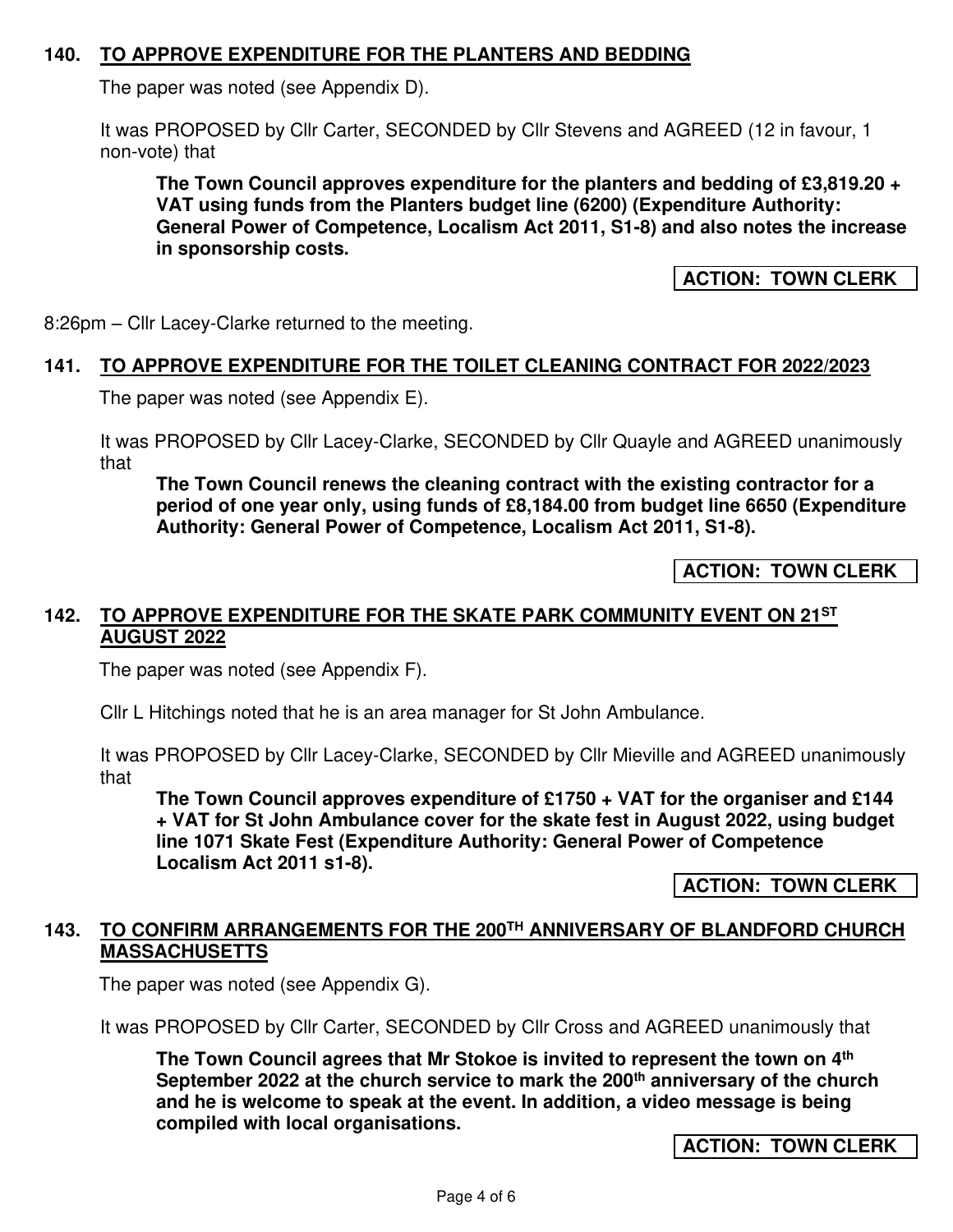## 140. TO APPROVE EXPENDITURE FOR THE PLANTERS AND BEDDING

The paper was noted (see Appendix D).

It was PROPOSED by Cllr Carter, SECONDED by Cllr Stevens and AGREED (12 in favour, 1 non-vote) that

**The Town Council approves expenditure for the planters and bedding of £3,819.20 + VAT using funds from the Planters budget line (6200) (Expenditure Authority: General Power of Competence, Localism Act 2011, S1-8) and also notes the increase in sponsorship costs.**

**ACTION: TOWN CLERK**

8:26pm – Cllr Lacey-Clarke returned to the meeting.

## 141. TO APPROVE EXPENDITURE FOR THE TOILET CLEANING CONTRACT FOR 2022/2023

The paper was noted (see Appendix E).

It was PROPOSED by Cllr Lacey-Clarke, SECONDED by Cllr Quayle and AGREED unanimously that

**The Town Council renews the cleaning contract with the existing contractor for a period of one year only, using funds of £8,184.00 from budget line 6650 (Expenditure Authority: General Power of Competence, Localism Act 2011, S1-8).**

**ACTION: TOWN CLERK**

## 142. TO APPROVE EXPENDITURE FOR THE SKATE PARK COMMUNITY EVENT ON 21ST AUGUST 2022

The paper was noted (see Appendix F).

Cllr L Hitchings noted that he is an area manager for St John Ambulance.

It was PROPOSED by Cllr Lacey-Clarke, SECONDED by Cllr Mieville and AGREED unanimously that

**The Town Council approves expenditure of £1750 + VAT for the organiser and £144 + VAT for St John Ambulance cover for the skate fest in August 2022, using budget line 1071 Skate Fest (Expenditure Authority: General Power of Competence Localism Act 2011 s1-8).**

**ACTION: TOWN CLERK**

## 143. TO CONFIRM ARRANGEMENTS FOR THE 200TH ANNIVERSARY OF BLANDFORD CHURCH MASSACHUSETTS

The paper was noted (see Appendix G).

It was PROPOSED by Cllr Carter, SECONDED by Cllr Cross and AGREED unanimously that

**The Town Council agrees that Mr Stokoe is invited to represent the town on 4th September 2022 at the church service to mark the 200th anniversary of the church and he is welcome to speak at the event. In addition, a video message is being compiled with local organisations.**

**ACTION: TOWN CLERK**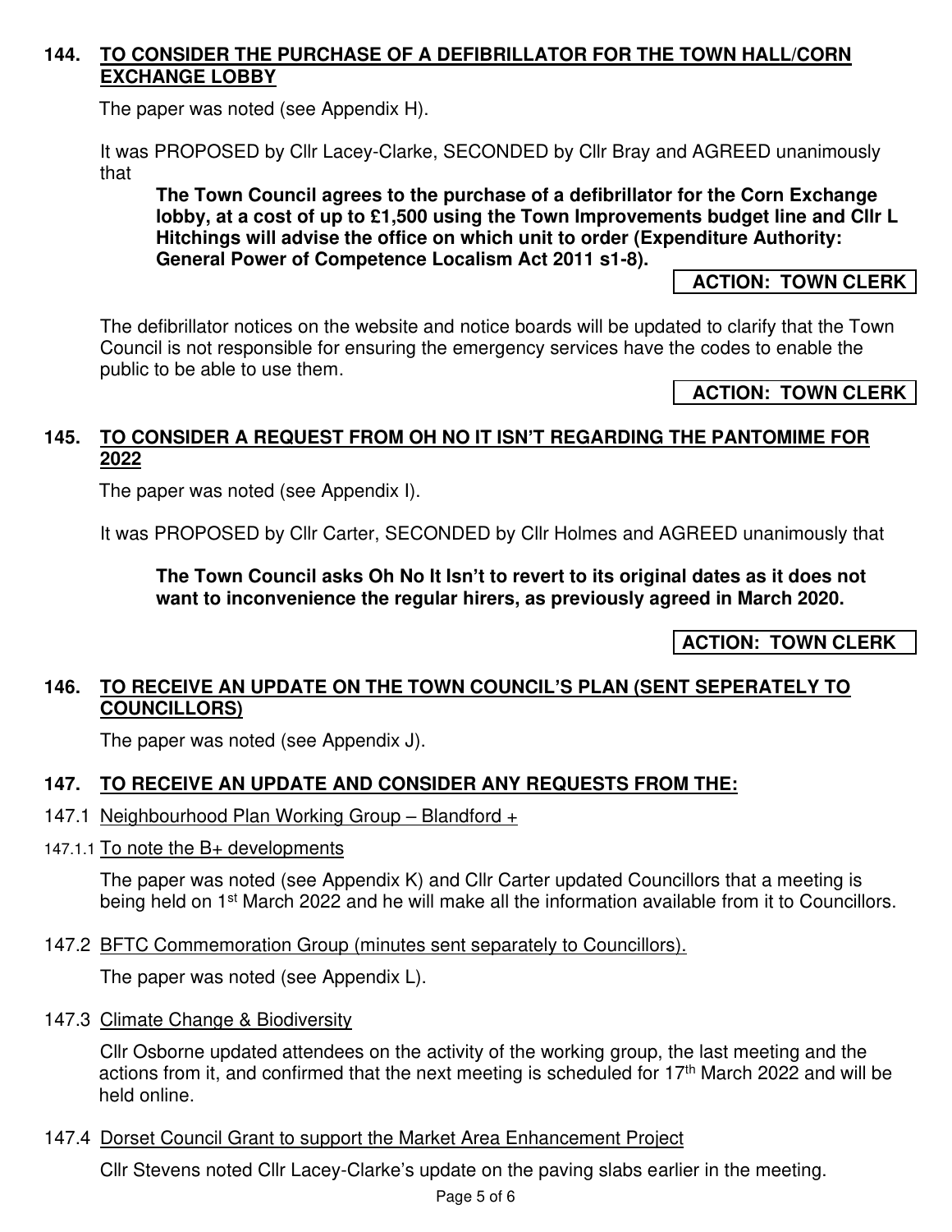## 144. TO CONSIDER THE PURCHASE OF A DEFIBRILLATOR FOR THE TOWN HALL/CORN EXCHANGE LOBBY

The paper was noted (see Appendix H).

It was PROPOSED by Cllr Lacey-Clarke, SECONDED by Cllr Bray and AGREED unanimously that

> **The Town Council agrees to the purchase of a defibrillator for the Corn Exchange lobby, at a cost of up to £1,500 using the Town Improvements budget line and Cllr L Hitchings will advise the office on which unit to order (Expenditure Authority: General Power of Competence Localism Act 2011 s1-8).**

**ACTION: TOWN CLERK**

The defibrillator notices on the website and notice boards will be updated to clarify that the Town Council is not responsible for ensuring the emergency services have the codes to enable the public to be able to use them.

**ACTION: TOWN CLERK**

## 145. TO CONSIDER A REQUEST FROM OH NO IT ISN'T REGARDING THE PANTOMIME FOR 2022

The paper was noted (see Appendix I).

It was PROPOSED by Cllr Carter, SECONDED by Cllr Holmes and AGREED unanimously that

> **The Town Council asks Oh No It Isn't to revert to its original dates as it does not want to inconvenience the regular hirers, as previously agreed in March 2020.**

**ACTION: TOWN CLERK**

## 146. TO RECEIVE AN UPDATE ON THE TOWN COUNCIL'S PLAN (SENT SEPERATELY TO COUNCILLORS)

The paper was noted (see Appendix J).

## 147. TO RECEIVE AN UPDATE AND CONSIDER ANY REQUESTS FROM THE:

147.1 Neighbourhood Plan Working Group – Blandford +

147.1.1 To note the B+ developments

The paper was noted (see Appendix K) and Cllr Carter updated Councillors that a meeting is being held on 1st March 2022 and he will make all the information available from it to Councillors.

147.2 BFTC Commemoration Group (minutes sent separately to Councillors).

The paper was noted (see Appendix L).

147.3 Climate Change & Biodiversity

Cllr Osborne updated attendees on the activity of the working group, the last meeting and the actions from it, and confirmed that the next meeting is scheduled for 17th March 2022 and will be held online.

147.4 Dorset Council Grant to support the Market Area Enhancement Project

Cllr Stevens noted Cllr Lacey-Clarke's update on the paving slabs earlier in the meeting.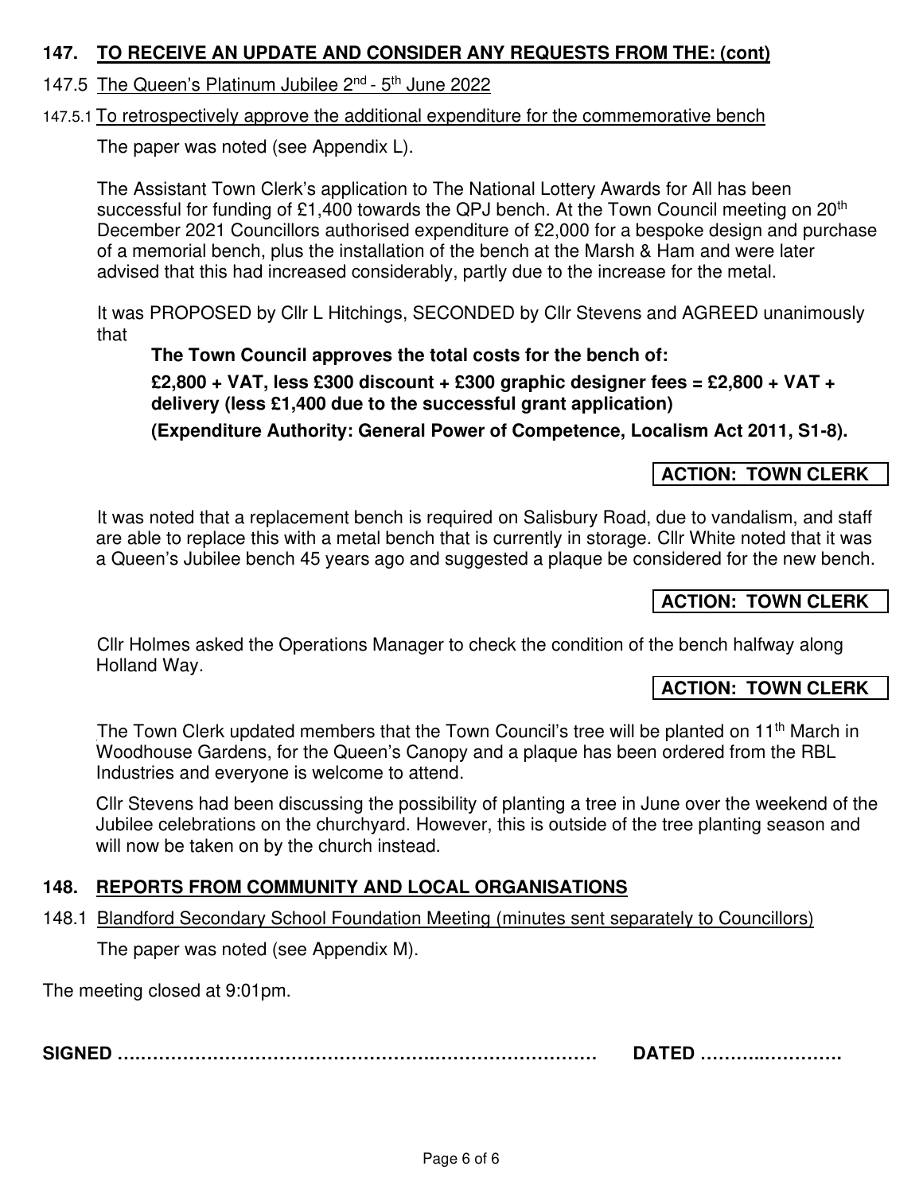## 147. TO RECEIVE AN UPDATE AND CONSIDER ANY REQUESTS FROM THE: (cont)

147.5 The Queen's Platinum Jubilee 2nd - 5th June 2022

147.5.1 To retrospectively approve the additional expenditure for the commemorative bench

The paper was noted (see Appendix L).

The Assistant Town Clerk's application to The National Lottery Awards for All has been successful for funding of £1,400 towards the QPJ bench. At the Town Council meeting on 20th December 2021 Councillors authorised expenditure of £2,000 for a bespoke design and purchase of a memorial bench, plus the installation of the bench at the Marsh & Ham and were later advised that this had increased considerably, partly due to the increase for the metal.

It was PROPOSED by Cllr L Hitchings, SECONDED by Cllr Stevens and AGREED unanimously that

**The Town Council approves the total costs for the bench of:**

**£2,800 + VAT, less £300 discount + £300 graphic designer fees = £2,800 + VAT + delivery (less £1,400 due to the successful grant application)**

**(Expenditure Authority: General Power of Competence, Localism Act 2011, S1-8).**

**ACTION: TOWN CLERK**

It was noted that a replacement bench is required on Salisbury Road, due to vandalism, and staff are able to replace this with a metal bench that is currently in storage. Cllr White noted that it was a Queen's Jubilee bench 45 years ago and suggested a plaque be considered for the new bench.

**ACTION: TOWN CLERK**

Cllr Holmes asked the Operations Manager to check the condition of the bench halfway along Holland Way.

**ACTION: TOWN CLERK**

The Town Clerk updated members that the Town Council's tree will be planted on 11th March in Woodhouse Gardens, for the Queen's Canopy and a plaque has been ordered from the RBL Industries and everyone is welcome to attend.

Cllr Stevens had been discussing the possibility of planting a tree in June over the weekend of the Jubilee celebrations on the churchyard. However, this is outside of the tree planting season and will now be taken on by the church instead.

## 148. REPORTS FROM COMMUNITY AND LOCAL ORGANISATIONS

148.1 Blandford Secondary School Foundation Meeting (minutes sent separately to Councillors)

The paper was noted (see Appendix M).

The meeting closed at 9:01pm.

**SIGNED ………………………………………………………………………… DATED …………………….**